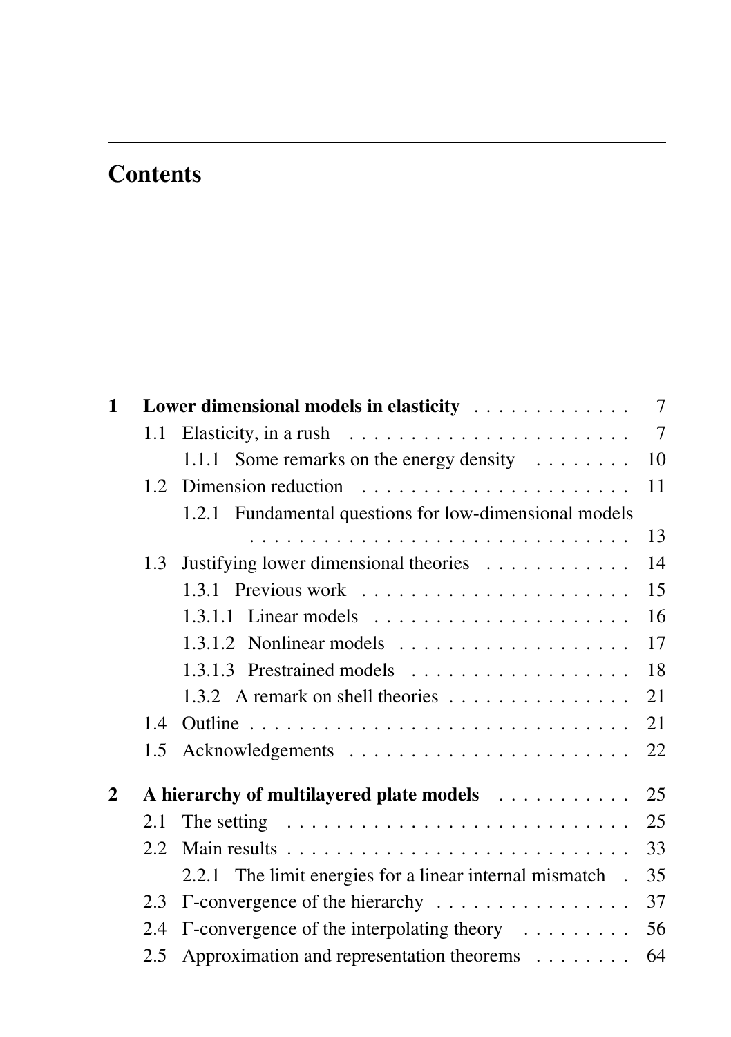# Contents

| | | |
|---|---|---|
| **1** | **Lower dimensional models in elasticity** | **7** |
| 1.1 | Elasticity, in a rush | 7 |
| 1.1.1 | Some remarks on the energy density | 10 |
| 1.2 | Dimension reduction | 11 |
| 1.2.1 | Fundamental questions for low-dimensional models | 13 |
| 1.3 | Justifying lower dimensional theories | 14 |
| 1.3.1 | Previous work | 15 |
| 1.3.1.1 | Linear models | 16 |
| 1.3.1.2 | Nonlinear models | 17 |
| 1.3.1.3 | Prestrained models | 18 |
| 1.3.2 | A remark on shell theories | 21 |
| 1.4 | Outline | 21 |
| 1.5 | Acknowledgements | 22 |
| **2** | **A hierarchy of multilayered plate models** | **25** |
| 2.1 | The setting | 25 |
| 2.2 | Main results | 33 |
| 2.2.1 | The limit energies for a linear internal mismatch | 35 |
| 2.3 | $\Gamma$-convergence of the hierarchy | 37 |
| 2.4 | $\Gamma$-convergence of the interpolating theory | 56 |
| 2.5 | Approximation and representation theorems | 64 |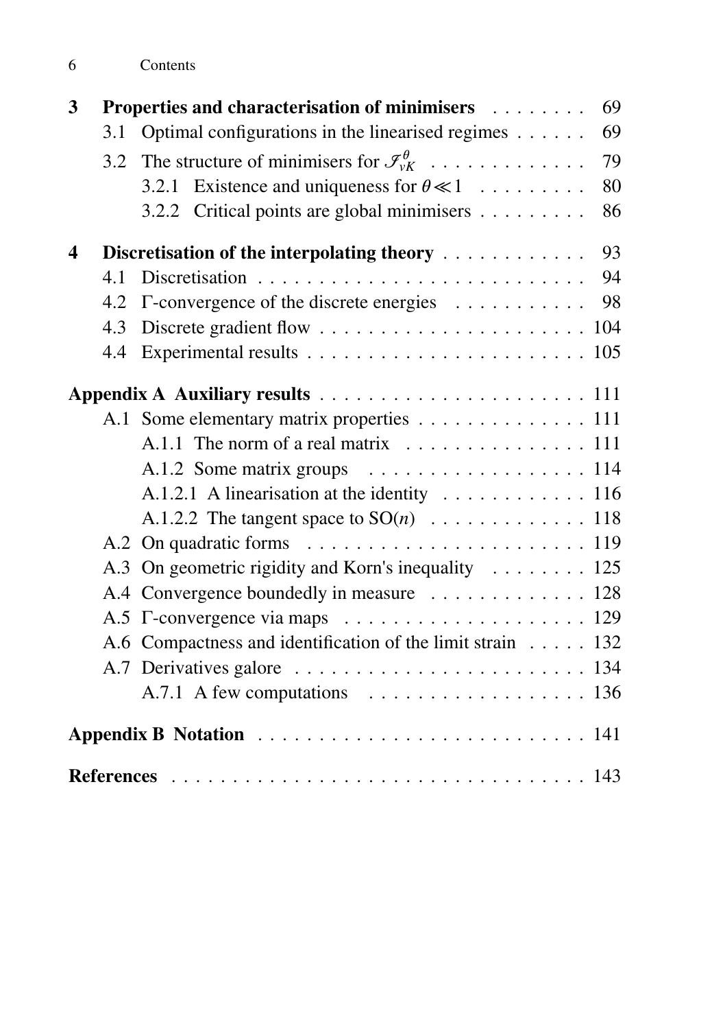**3 Properties and characterisation of minimisers** 69

- 3.1 Optimal configurations in the linearised regimes 69
- 3.2 The structure of minimisers for $\mathscr{I}_{vK}^{\theta}$ 79
  - 3.2.1 Existence and uniqueness for $\theta \ll 1$ 80
  - 3.2.2 Critical points are global minimisers 86

**4 Discretisation of the interpolating theory** 93

- 4.1 Discretisation 94
- 4.2 Γ-convergence of the discrete energies 98
- 4.3 Discrete gradient flow 104
- 4.4 Experimental results 105

**Appendix A Auxiliary results** 111

- A.1 Some elementary matrix properties 111
  - A.1.1 The norm of a real matrix 111
  - A.1.2 Some matrix groups 114
  - A.1.2.1 A linearisation at the identity 116
  - A.1.2.2 The tangent space to $\mathrm{SO}(n)$ 118
- A.2 On quadratic forms 119
- A.3 On geometric rigidity and Korn's inequality 125
- A.4 Convergence boundedly in measure 128
- A.5 Γ-convergence via maps 129
- A.6 Compactness and identification of the limit strain 132
- A.7 Derivatives galore 134
  - A.7.1 A few computations 136

**Appendix B Notation** 141

**References** 143